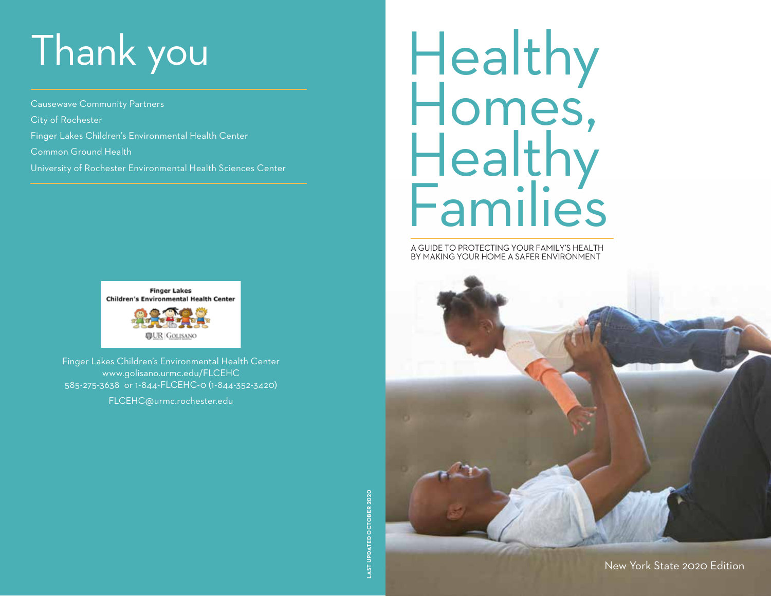# Thank you

Causewave Community Partners

City of Rochester

Finger Lakes Children's Environmental Health Center

Common Ground Health

University of Rochester Environmental Health Sciences Center

Finger Lakes Children's Environmental Health Center
www.golisano.urmc.edu/FLCEHC
585-275-3638 or 1-844-FLCEHC-0 (1-844-352-3420)
FLCEHC@urmc.rochester.edu

LAST UPDATED OCTOBER 2020

# Healthy Homes, Healthy Families

A GUIDE TO PROTECTING YOUR FAMILY'S HEALTH BY MAKING YOUR HOME A SAFER ENVIRONMENT

New York State 2020 Edition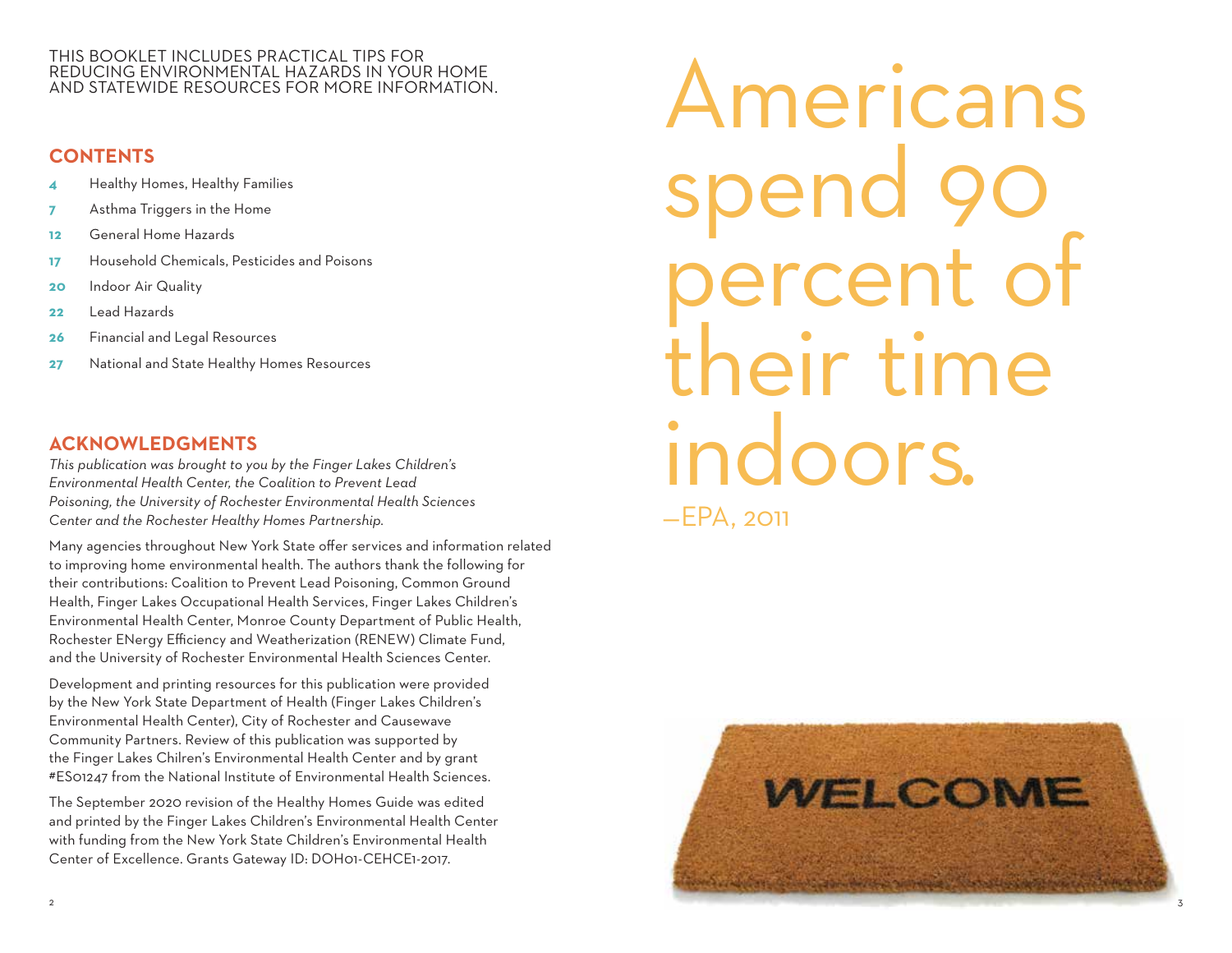THIS BOOKLET INCLUDES PRACTICAL TIPS FOR REDUCING ENVIRONMENTAL HAZARDS IN YOUR HOME AND STATEWIDE RESOURCES FOR MORE INFORMATION.

## CONTENTS

- **4** Healthy Homes, Healthy Families
- **7** Asthma Triggers in the Home
- **12** General Home Hazards
- **17** Household Chemicals, Pesticides and Poisons
- **20** Indoor Air Quality
- **22** Lead Hazards
- **26** Financial and Legal Resources
- **27** National and State Healthy Homes Resources

## ACKNOWLEDGMENTS

*This publication was brought to you by the Finger Lakes Children's Environmental Health Center, the Coalition to Prevent Lead Poisoning, the University of Rochester Environmental Health Sciences Center and the Rochester Healthy Homes Partnership.*

Many agencies throughout New York State offer services and information related to improving home environmental health. The authors thank the following for their contributions: Coalition to Prevent Lead Poisoning, Common Ground Health, Finger Lakes Occupational Health Services, Finger Lakes Children's Environmental Health Center, Monroe County Department of Public Health, Rochester ENergy Efficiency and Weatherization (RENEW) Climate Fund, and the University of Rochester Environmental Health Sciences Center.

Development and printing resources for this publication were provided by the New York State Department of Health (Finger Lakes Children's Environmental Health Center), City of Rochester and Causewave Community Partners. Review of this publication was supported by the Finger Lakes Chilren's Environmental Health Center and by grant #ES01247 from the National Institute of Environmental Health Sciences.

The September 2020 revision of the Healthy Homes Guide was edited and printed by the Finger Lakes Children's Environmental Health Center with funding from the New York State Children's Environmental Health Center of Excellence. Grants Gateway ID: DOH01-CEHCE1-2017.

# Americans spend 90 percent of their time indoors.

—EPA, 2011

WELCOME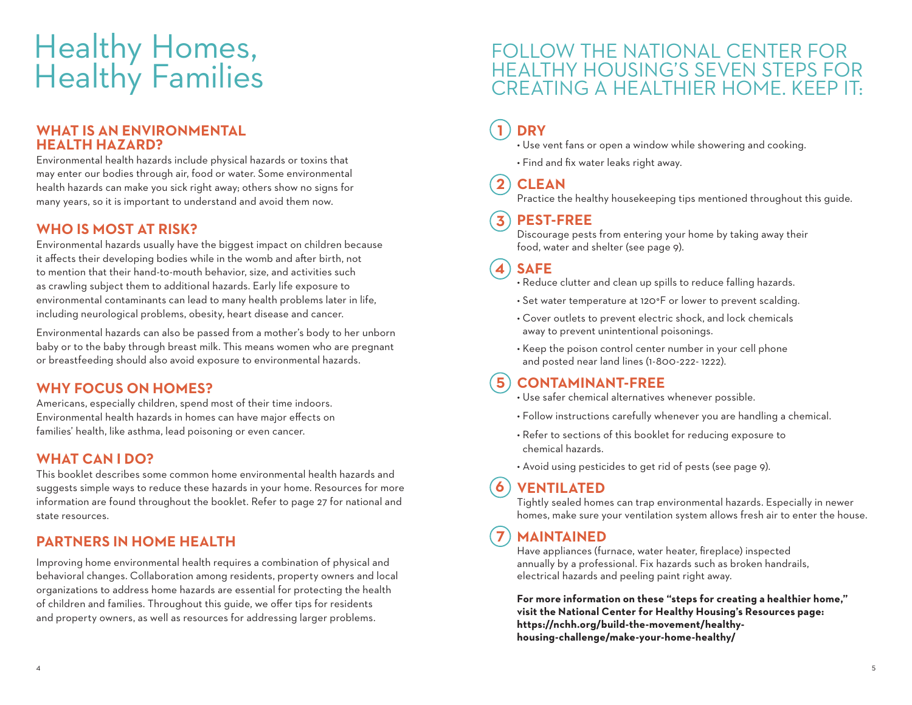# Healthy Homes, Healthy Families

## WHAT IS AN ENVIRONMENTAL HEALTH HAZARD?

Environmental health hazards include physical hazards or toxins that may enter our bodies through air, food or water. Some environmental health hazards can make you sick right away; others show no signs for many years, so it is important to understand and avoid them now.

## WHO IS MOST AT RISK?

Environmental hazards usually have the biggest impact on children because it affects their developing bodies while in the womb and after birth, not to mention that their hand-to-mouth behavior, size, and activities such as crawling subject them to additional hazards. Early life exposure to environmental contaminants can lead to many health problems later in life, including neurological problems, obesity, heart disease and cancer.

Environmental hazards can also be passed from a mother's body to her unborn baby or to the baby through breast milk. This means women who are pregnant or breastfeeding should also avoid exposure to environmental hazards.

## WHY FOCUS ON HOMES?

Americans, especially children, spend most of their time indoors. Environmental health hazards in homes can have major effects on families' health, like asthma, lead poisoning or even cancer.

## WHAT CAN I DO?

This booklet describes some common home environmental health hazards and suggests simple ways to reduce these hazards in your home. Resources for more information are found throughout the booklet. Refer to page 27 for national and state resources.

## PARTNERS IN HOME HEALTH

Improving home environmental health requires a combination of physical and behavioral changes. Collaboration among residents, property owners and local organizations to address home hazards are essential for protecting the health of children and families. Throughout this guide, we offer tips for residents and property owners, as well as resources for addressing larger problems.

# FOLLOW THE NATIONAL CENTER FOR HEALTHY HOUSING'S SEVEN STEPS FOR CREATING A HEALTHIER HOME. KEEP IT:

### 1 DRY

- Use vent fans or open a window while showering and cooking.
- Find and fix water leaks right away.

### 2 CLEAN

Practice the healthy housekeeping tips mentioned throughout this guide.

### 3 PEST-FREE

Discourage pests from entering your home by taking away their food, water and shelter (see page 9).

### 4 SAFE

- Reduce clutter and clean up spills to reduce falling hazards.
- Set water temperature at 120°F or lower to prevent scalding.
- Cover outlets to prevent electric shock, and lock chemicals away to prevent unintentional poisonings.
- Keep the poison control center number in your cell phone and posted near land lines (1-800-222- 1222).

### 5 CONTAMINANT-FREE

- Use safer chemical alternatives whenever possible.
- Follow instructions carefully whenever you are handling a chemical.
- Refer to sections of this booklet for reducing exposure to chemical hazards.
- Avoid using pesticides to get rid of pests (see page 9).

### 6 VENTILATED

Tightly sealed homes can trap environmental hazards. Especially in newer homes, make sure your ventilation system allows fresh air to enter the house.

### 7 MAINTAINED

Have appliances (furnace, water heater, fireplace) inspected annually by a professional. Fix hazards such as broken handrails, electrical hazards and peeling paint right away.

**For more information on these "steps for creating a healthier home," visit the National Center for Healthy Housing's Resources page: https://nchh.org/build-the-movement/healthy-housing-challenge/make-your-home-healthy/**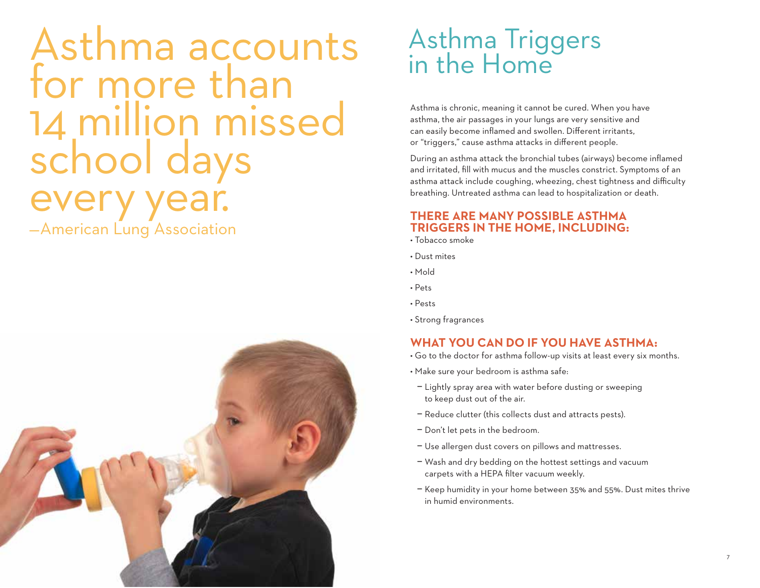Asthma accounts for more than 14 million missed school days every year.

—American Lung Association

# Asthma Triggers in the Home

Asthma is chronic, meaning it cannot be cured. When you have asthma, the air passages in your lungs are very sensitive and can easily become inflamed and swollen. Different irritants, or "triggers," cause asthma attacks in different people.

During an asthma attack the bronchial tubes (airways) become inflamed and irritated, fill with mucus and the muscles constrict. Symptoms of an asthma attack include coughing, wheezing, chest tightness and difficulty breathing. Untreated asthma can lead to hospitalization or death.

## THERE ARE MANY POSSIBLE ASTHMA TRIGGERS IN THE HOME, INCLUDING:

- Tobacco smoke
- Dust mites
- Mold
- Pets
- Pests
- Strong fragrances

## WHAT YOU CAN DO IF YOU HAVE ASTHMA:

- Go to the doctor for asthma follow-up visits at least every six months.
- Make sure your bedroom is asthma safe:
  - Lightly spray area with water before dusting or sweeping to keep dust out of the air.
  - Reduce clutter (this collects dust and attracts pests).
  - Don't let pets in the bedroom.
  - Use allergen dust covers on pillows and mattresses.
  - Wash and dry bedding on the hottest settings and vacuum carpets with a HEPA filter vacuum weekly.
  - Keep humidity in your home between 35% and 55%. Dust mites thrive in humid environments.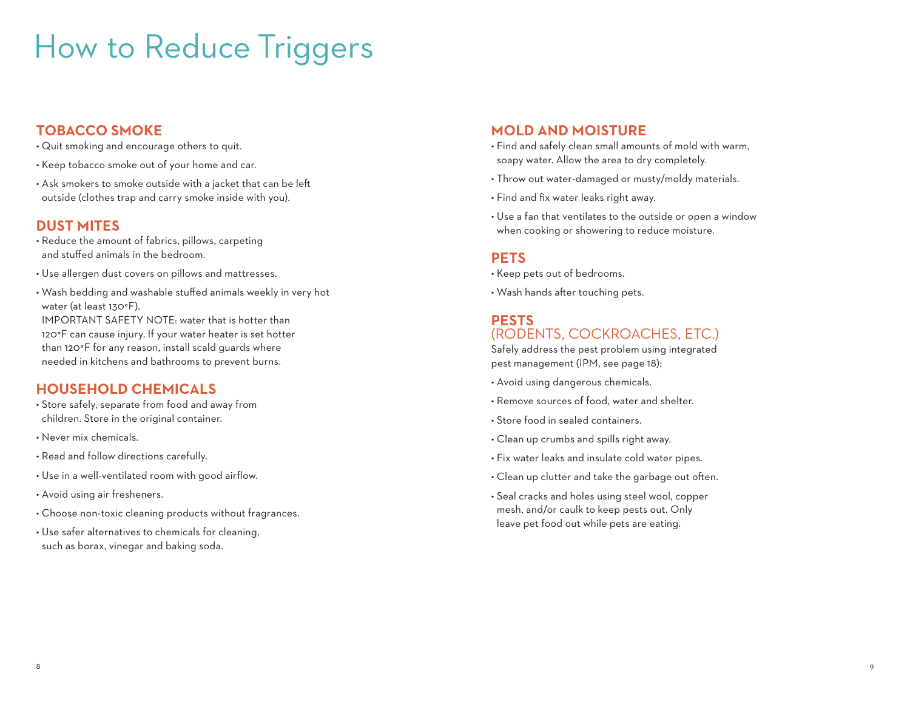# How to Reduce Triggers

## TOBACCO SMOKE

- Quit smoking and encourage others to quit.
- Keep tobacco smoke out of your home and car.
- Ask smokers to smoke outside with a jacket that can be left outside (clothes trap and carry smoke inside with you).

## DUST MITES

- Reduce the amount of fabrics, pillows, carpeting and stuffed animals in the bedroom.
- Use allergen dust covers on pillows and mattresses.
- Wash bedding and washable stuffed animals weekly in very hot water (at least 130°F).
  IMPORTANT SAFETY NOTE: water that is hotter than 120°F can cause injury. If your water heater is set hotter than 120°F for any reason, install scald guards where needed in kitchens and bathrooms to prevent burns.

## HOUSEHOLD CHEMICALS

- Store safely, separate from food and away from children. Store in the original container.
- Never mix chemicals.
- Read and follow directions carefully.
- Use in a well-ventilated room with good airflow.
- Avoid using air fresheners.
- Choose non-toxic cleaning products without fragrances.
- Use safer alternatives to chemicals for cleaning, such as borax, vinegar and baking soda.

## MOLD AND MOISTURE

- Find and safely clean small amounts of mold with warm, soapy water. Allow the area to dry completely.
- Throw out water-damaged or musty/moldy materials.
- Find and fix water leaks right away.
- Use a fan that ventilates to the outside or open a window when cooking or showering to reduce moisture.

## PETS

- Keep pets out of bedrooms.
- Wash hands after touching pets.

## PESTS (RODENTS, COCKROACHES, ETC.)

Safely address the pest problem using integrated pest management (IPM, see page 18):

- Avoid using dangerous chemicals.
- Remove sources of food, water and shelter.
- Store food in sealed containers.
- Clean up crumbs and spills right away.
- Fix water leaks and insulate cold water pipes.
- Clean up clutter and take the garbage out often.
- Seal cracks and holes using steel wool, copper mesh, and/or caulk to keep pests out. Only leave pet food out while pets are eating.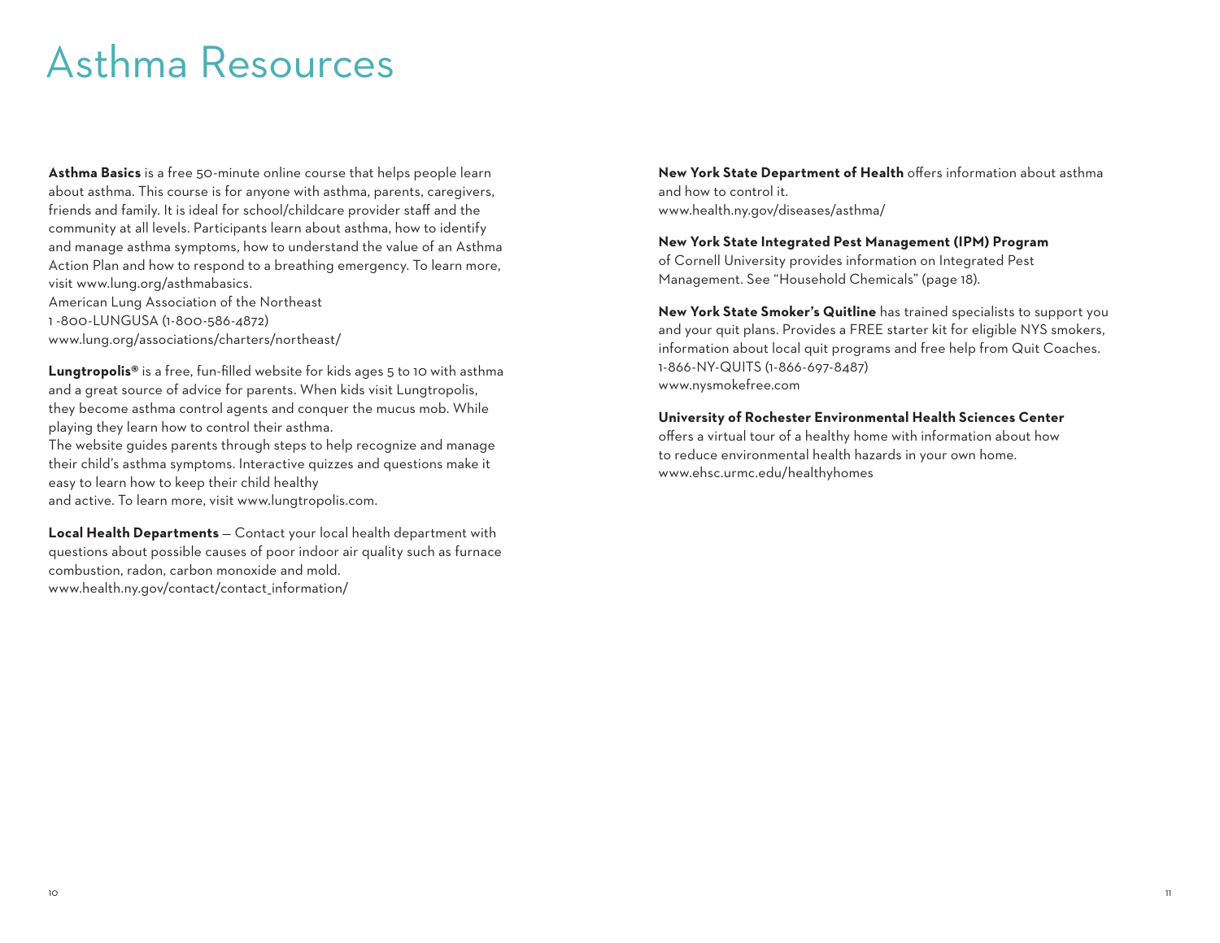# Asthma Resources

**Asthma Basics** is a free 50-minute online course that helps people learn about asthma. This course is for anyone with asthma, parents, caregivers, friends and family. It is ideal for school/childcare provider staff and the community at all levels. Participants learn about asthma, how to identify and manage asthma symptoms, how to understand the value of an Asthma Action Plan and how to respond to a breathing emergency. To learn more, visit www.lung.org/asthmabasics.
American Lung Association of the Northeast
1 -800-LUNGUSA (1-800-586-4872)
www.lung.org/associations/charters/northeast/

**Lungtropolis®** is a free, fun-filled website for kids ages 5 to 10 with asthma and a great source of advice for parents. When kids visit Lungtropolis, they become asthma control agents and conquer the mucus mob. While playing they learn how to control their asthma.
The website guides parents through steps to help recognize and manage their child's asthma symptoms. Interactive quizzes and questions make it easy to learn how to keep their child healthy
and active. To learn more, visit www.lungtropolis.com.

**Local Health Departments** — Contact your local health department with questions about possible causes of poor indoor air quality such as furnace combustion, radon, carbon monoxide and mold.
www.health.ny.gov/contact/contact_information/

**New York State Department of Health** offers information about asthma and how to control it.
www.health.ny.gov/diseases/asthma/

**New York State Integrated Pest Management (IPM) Program** of Cornell University provides information on Integrated Pest Management. See "Household Chemicals" (page 18).

**New York State Smoker's Quitline** has trained specialists to support you and your quit plans. Provides a FREE starter kit for eligible NYS smokers, information about local quit programs and free help from Quit Coaches.
1-866-NY-QUITS (1-866-697-8487)
www.nysmokefree.com

**University of Rochester Environmental Health Sciences Center** offers a virtual tour of a healthy home with information about how to reduce environmental health hazards in your own home.
www.ehsc.urmc.edu/healthyhomes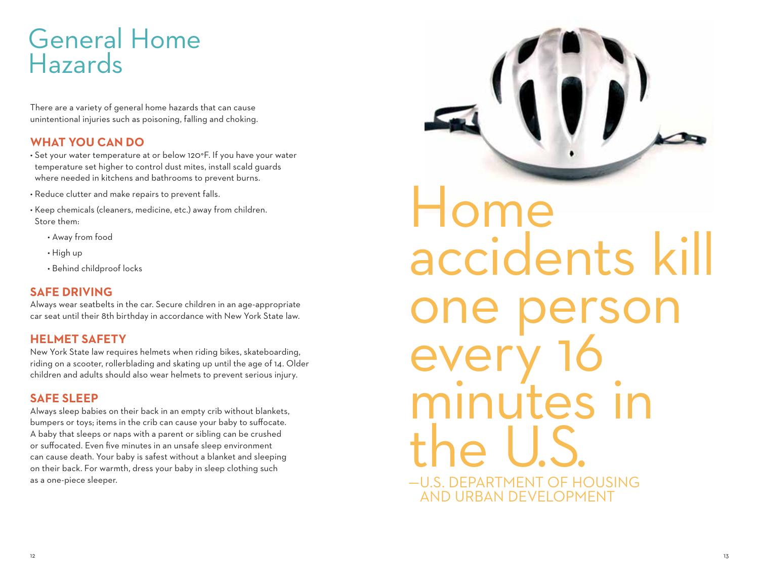# General Home Hazards

There are a variety of general home hazards that can cause unintentional injuries such as poisoning, falling and choking.

## WHAT YOU CAN DO

- Set your water temperature at or below 120°F. If you have your water temperature set higher to control dust mites, install scald guards where needed in kitchens and bathrooms to prevent burns.
- Reduce clutter and make repairs to prevent falls.
- Keep chemicals (cleaners, medicine, etc.) away from children. Store them:
  - Away from food
  - High up
  - Behind childproof locks

## SAFE DRIVING

Always wear seatbelts in the car. Secure children in an age-appropriate car seat until their 8th birthday in accordance with New York State law.

## HELMET SAFETY

New York State law requires helmets when riding bikes, skateboarding, riding on a scooter, rollerblading and skating up until the age of 14. Older children and adults should also wear helmets to prevent serious injury.

## SAFE SLEEP

Always sleep babies on their back in an empty crib without blankets, bumpers or toys; items in the crib can cause your baby to suffocate. A baby that sleeps or naps with a parent or sibling can be crushed or suffocated. Even five minutes in an unsafe sleep environment can cause death. Your baby is safest without a blanket and sleeping on their back. For warmth, dress your baby in sleep clothing such as a one-piece sleeper.

Home accidents kill one person every 16 minutes in the U.S.

—U.S. DEPARTMENT OF HOUSING AND URBAN DEVELOPMENT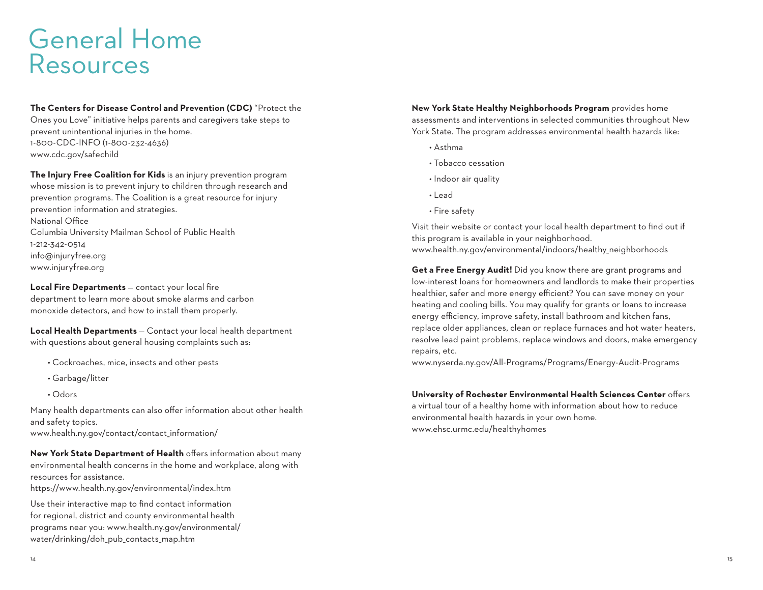# General Home Resources

**The Centers for Disease Control and Prevention (CDC)** "Protect the Ones you Love" initiative helps parents and caregivers take steps to prevent unintentional injuries in the home.
1-800-CDC-INFO (1-800-232-4636)
www.cdc.gov/safechild

**The Injury Free Coalition for Kids** is an injury prevention program whose mission is to prevent injury to children through research and prevention programs. The Coalition is a great resource for injury prevention information and strategies.
National Office
Columbia University Mailman School of Public Health
1-212-342-0514
info@injuryfree.org
www.injuryfree.org

**Local Fire Departments** — contact your local fire department to learn more about smoke alarms and carbon monoxide detectors, and how to install them properly.

**Local Health Departments** — Contact your local health department with questions about general housing complaints such as:

- Cockroaches, mice, insects and other pests
- Garbage/litter
- Odors

Many health departments can also offer information about other health and safety topics.
www.health.ny.gov/contact/contact_information/

**New York State Department of Health** offers information about many environmental health concerns in the home and workplace, along with resources for assistance.
https://www.health.ny.gov/environmental/index.htm

Use their interactive map to find contact information for regional, district and county environmental health programs near you: www.health.ny.gov/environmental/water/drinking/doh_pub_contacts_map.htm

**New York State Healthy Neighborhoods Program** provides home assessments and interventions in selected communities throughout New York State. The program addresses environmental health hazards like:

- Asthma
- Tobacco cessation
- Indoor air quality
- Lead
- Fire safety

Visit their website or contact your local health department to find out if this program is available in your neighborhood.
www.health.ny.gov/environmental/indoors/healthy_neighborhoods

**Get a Free Energy Audit!** Did you know there are grant programs and low-interest loans for homeowners and landlords to make their properties healthier, safer and more energy efficient? You can save money on your heating and cooling bills. You may qualify for grants or loans to increase energy efficiency, improve safety, install bathroom and kitchen fans, replace older appliances, clean or replace furnaces and hot water heaters, resolve lead paint problems, replace windows and doors, make emergency repairs, etc.
www.nyserda.ny.gov/All-Programs/Programs/Energy-Audit-Programs

**University of Rochester Environmental Health Sciences Center** offers a virtual tour of a healthy home with information about how to reduce environmental health hazards in your own home.
www.ehsc.urmc.edu/healthyhomes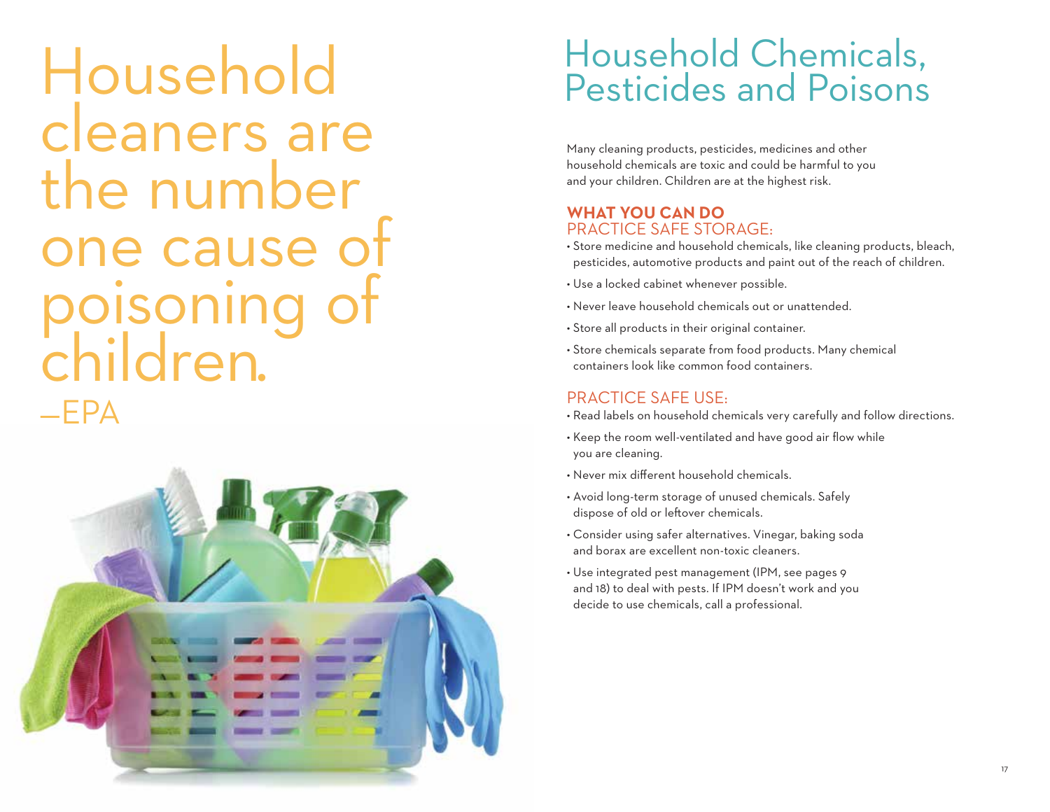Household cleaners are the number one cause of poisoning of children.
—EPA

# Household Chemicals, Pesticides and Poisons

Many cleaning products, pesticides, medicines and other household chemicals are toxic and could be harmful to you and your children. Children are at the highest risk.

**WHAT YOU CAN DO**

## PRACTICE SAFE STORAGE:

- Store medicine and household chemicals, like cleaning products, bleach, pesticides, automotive products and paint out of the reach of children.
- Use a locked cabinet whenever possible.
- Never leave household chemicals out or unattended.
- Store all products in their original container.
- Store chemicals separate from food products. Many chemical containers look like common food containers.

## PRACTICE SAFE USE:

- Read labels on household chemicals very carefully and follow directions.
- Keep the room well-ventilated and have good air flow while you are cleaning.
- Never mix different household chemicals.
- Avoid long-term storage of unused chemicals. Safely dispose of old or leftover chemicals.
- Consider using safer alternatives. Vinegar, baking soda and borax are excellent non-toxic cleaners.
- Use integrated pest management (IPM, see pages 9 and 18) to deal with pests. If IPM doesn't work and you decide to use chemicals, call a professional.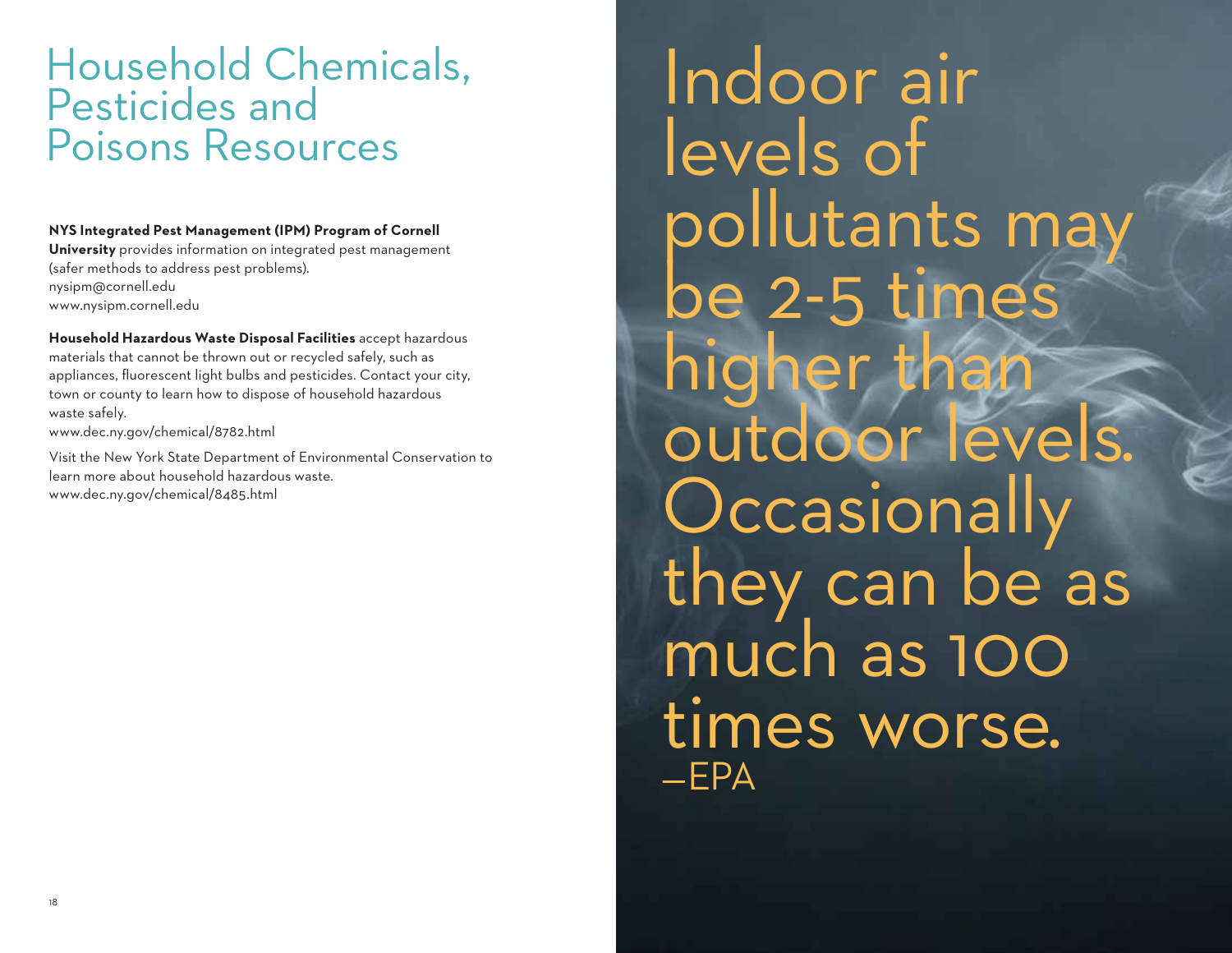# Household Chemicals, Pesticides and Poisons Resources

**NYS Integrated Pest Management (IPM) Program of Cornell University** provides information on integrated pest management (safer methods to address pest problems).
nysipm@cornell.edu
www.nysipm.cornell.edu

**Household Hazardous Waste Disposal Facilities** accept hazardous materials that cannot be thrown out or recycled safely, such as appliances, fluorescent light bulbs and pesticides. Contact your city, town or county to learn how to dispose of household hazardous waste safely.
www.dec.ny.gov/chemical/8782.html

Visit the New York State Department of Environmental Conservation to learn more about household hazardous waste.
www.dec.ny.gov/chemical/8485.html

Indoor air levels of pollutants may be 2-5 times higher than outdoor levels. Occasionally they can be as much as 100 times worse.
—EPA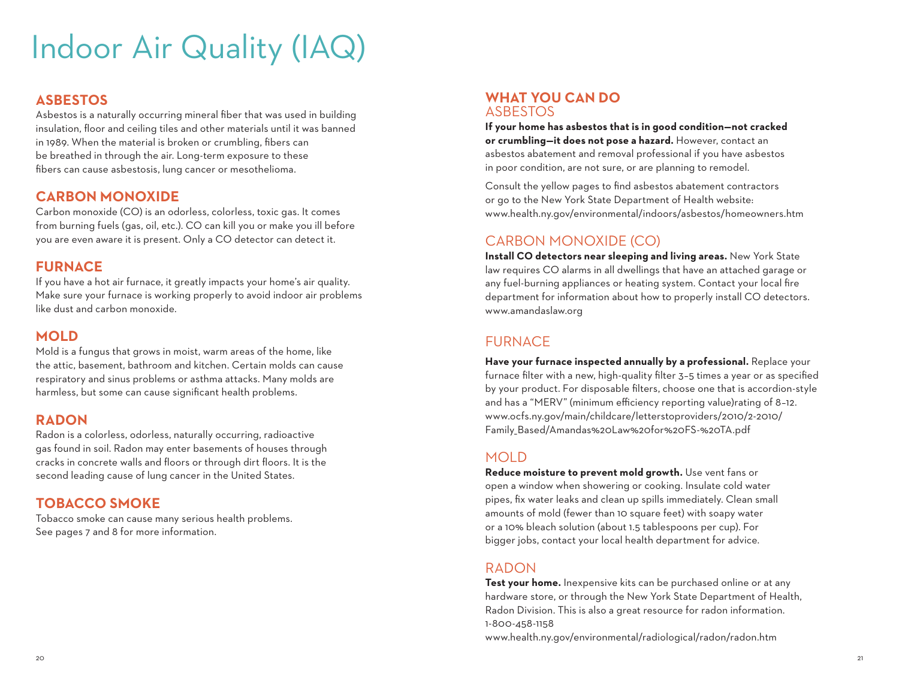# Indoor Air Quality (IAQ)

## ASBESTOS

Asbestos is a naturally occurring mineral fiber that was used in building insulation, floor and ceiling tiles and other materials until it was banned in 1989. When the material is broken or crumbling, fibers can be breathed in through the air. Long-term exposure to these fibers can cause asbestosis, lung cancer or mesothelioma.

## CARBON MONOXIDE

Carbon monoxide (CO) is an odorless, colorless, toxic gas. It comes from burning fuels (gas, oil, etc.). CO can kill you or make you ill before you are even aware it is present. Only a CO detector can detect it.

## FURNACE

If you have a hot air furnace, it greatly impacts your home's air quality. Make sure your furnace is working properly to avoid indoor air problems like dust and carbon monoxide.

## MOLD

Mold is a fungus that grows in moist, warm areas of the home, like the attic, basement, bathroom and kitchen. Certain molds can cause respiratory and sinus problems or asthma attacks. Many molds are harmless, but some can cause significant health problems.

## RADON

Radon is a colorless, odorless, naturally occurring, radioactive gas found in soil. Radon may enter basements of houses through cracks in concrete walls and floors or through dirt floors. It is the second leading cause of lung cancer in the United States.

## TOBACCO SMOKE

Tobacco smoke can cause many serious health problems. See pages 7 and 8 for more information.

## WHAT YOU CAN DO

### ASBESTOS

**If your home has asbestos that is in good condition—not cracked or crumbling—it does not pose a hazard.** However, contact an asbestos abatement and removal professional if you have asbestos in poor condition, are not sure, or are planning to remodel.

Consult the yellow pages to find asbestos abatement contractors or go to the New York State Department of Health website: www.health.ny.gov/environmental/indoors/asbestos/homeowners.htm

### CARBON MONOXIDE (CO)

**Install CO detectors near sleeping and living areas.** New York State law requires CO alarms in all dwellings that have an attached garage or any fuel-burning appliances or heating system. Contact your local fire department for information about how to properly install CO detectors. www.amandaslaw.org

### FURNACE

**Have your furnace inspected annually by a professional.** Replace your furnace filter with a new, high-quality filter 3–5 times a year or as specified by your product. For disposable filters, choose one that is accordion-style and has a "MERV" (minimum efficiency reporting value)rating of 8–12. www.ocfs.ny.gov/main/childcare/letterstoproviders/2010/2-2010/Family_Based/Amandas%20Law%20for%20FS-%20TA.pdf

### MOLD

**Reduce moisture to prevent mold growth.** Use vent fans or open a window when showering or cooking. Insulate cold water pipes, fix water leaks and clean up spills immediately. Clean small amounts of mold (fewer than 10 square feet) with soapy water or a 10% bleach solution (about 1.5 tablespoons per cup). For bigger jobs, contact your local health department for advice.

### RADON

**Test your home.** Inexpensive kits can be purchased online or at any hardware store, or through the New York State Department of Health, Radon Division. This is also a great resource for radon information. 1-800-458-1158
www.health.ny.gov/environmental/radiological/radon/radon.htm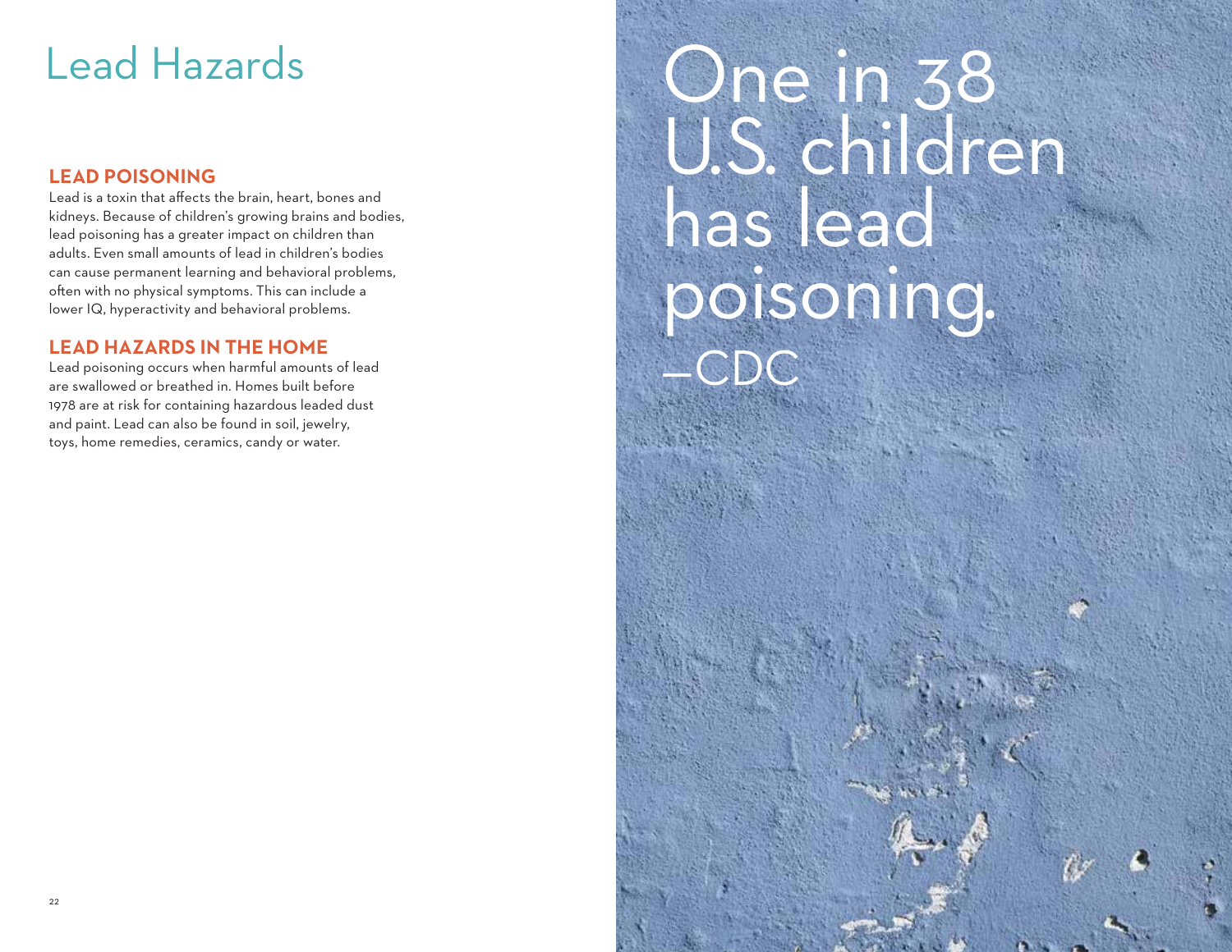# Lead Hazards

## LEAD POISONING

Lead is a toxin that affects the brain, heart, bones and kidneys. Because of children's growing brains and bodies, lead poisoning has a greater impact on children than adults. Even small amounts of lead in children's bodies can cause permanent learning and behavioral problems, often with no physical symptoms. This can include a lower IQ, hyperactivity and behavioral problems.

## LEAD HAZARDS IN THE HOME

Lead poisoning occurs when harmful amounts of lead are swallowed or breathed in. Homes built before 1978 are at risk for containing hazardous leaded dust and paint. Lead can also be found in soil, jewelry, toys, home remedies, ceramics, candy or water.

One in 38 U.S. children has lead poisoning.
–CDC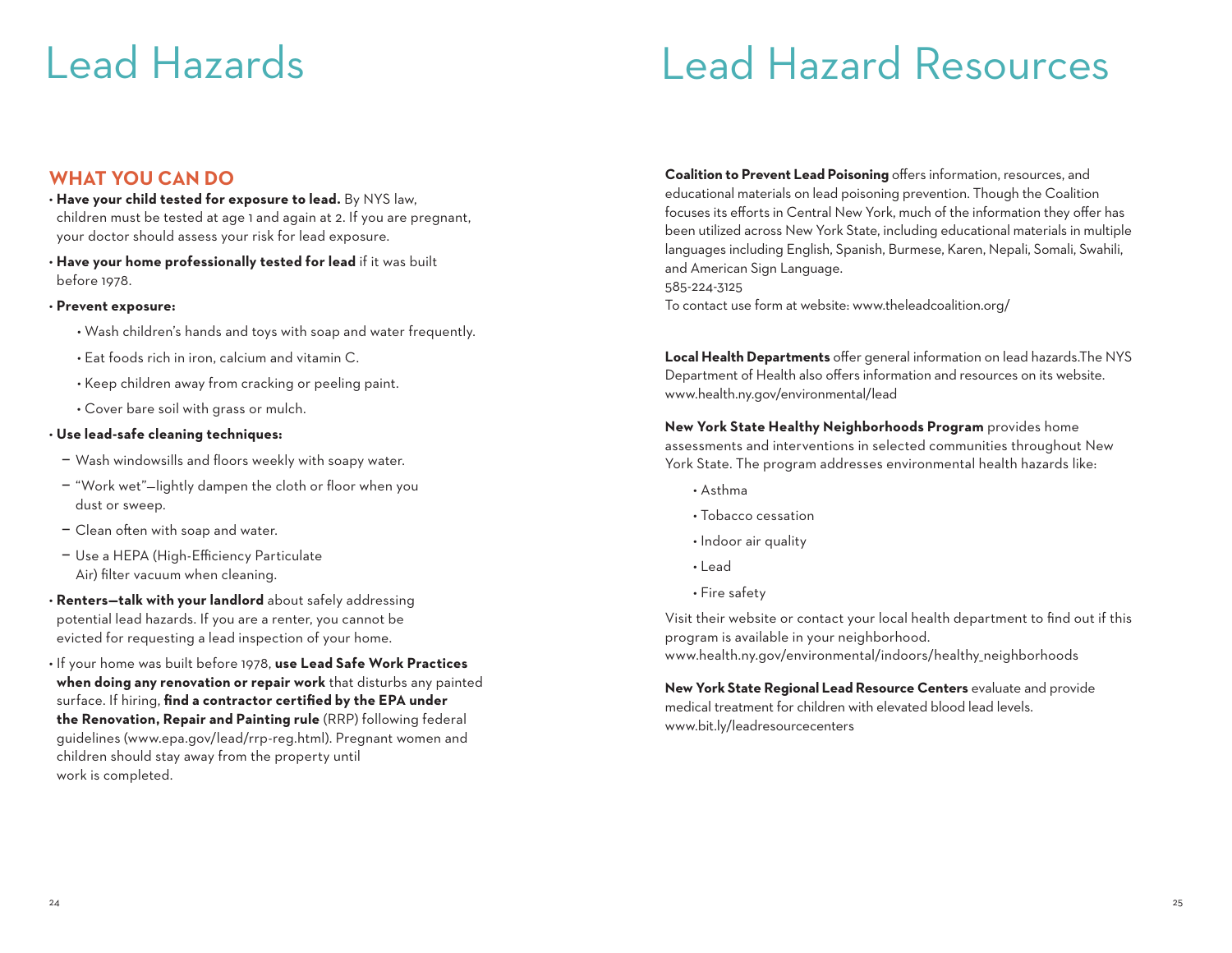# Lead Hazards

## WHAT YOU CAN DO

- **Have your child tested for exposure to lead.** By NYS law, children must be tested at age 1 and again at 2. If you are pregnant, your doctor should assess your risk for lead exposure.
- **Have your home professionally tested for lead** if it was built before 1978.
- **Prevent exposure:**
  - Wash children's hands and toys with soap and water frequently.
  - Eat foods rich in iron, calcium and vitamin C.
  - Keep children away from cracking or peeling paint.
  - Cover bare soil with grass or mulch.
- **Use lead-safe cleaning techniques:**
  - Wash windowsills and floors weekly with soapy water.
  - "Work wet"—lightly dampen the cloth or floor when you dust or sweep.
  - Clean often with soap and water.
  - Use a HEPA (High-Efficiency Particulate Air) filter vacuum when cleaning.
- **Renters—talk with your landlord** about safely addressing potential lead hazards. If you are a renter, you cannot be evicted for requesting a lead inspection of your home.
- If your home was built before 1978, **use Lead Safe Work Practices when doing any renovation or repair work** that disturbs any painted surface. If hiring, **find a contractor certified by the EPA under the Renovation, Repair and Painting rule** (RRP) following federal guidelines (www.epa.gov/lead/rrp-reg.html). Pregnant women and children should stay away from the property until work is completed.

# Lead Hazard Resources

**Coalition to Prevent Lead Poisoning** offers information, resources, and educational materials on lead poisoning prevention. Though the Coalition focuses its efforts in Central New York, much of the information they offer has been utilized across New York State, including educational materials in multiple languages including English, Spanish, Burmese, Karen, Nepali, Somali, Swahili, and American Sign Language.
585-224-3125
To contact use form at website: www.theleadcoalition.org/

**Local Health Departments** offer general information on lead hazards.The NYS Department of Health also offers information and resources on its website.
www.health.ny.gov/environmental/lead

**New York State Healthy Neighborhoods Program** provides home assessments and interventions in selected communities throughout New York State. The program addresses environmental health hazards like:

- Asthma
- Tobacco cessation
- Indoor air quality
- Lead
- Fire safety

Visit their website or contact your local health department to find out if this program is available in your neighborhood.
www.health.ny.gov/environmental/indoors/healthy_neighborhoods

**New York State Regional Lead Resource Centers** evaluate and provide medical treatment for children with elevated blood lead levels.
www.bit.ly/leadresourcecenters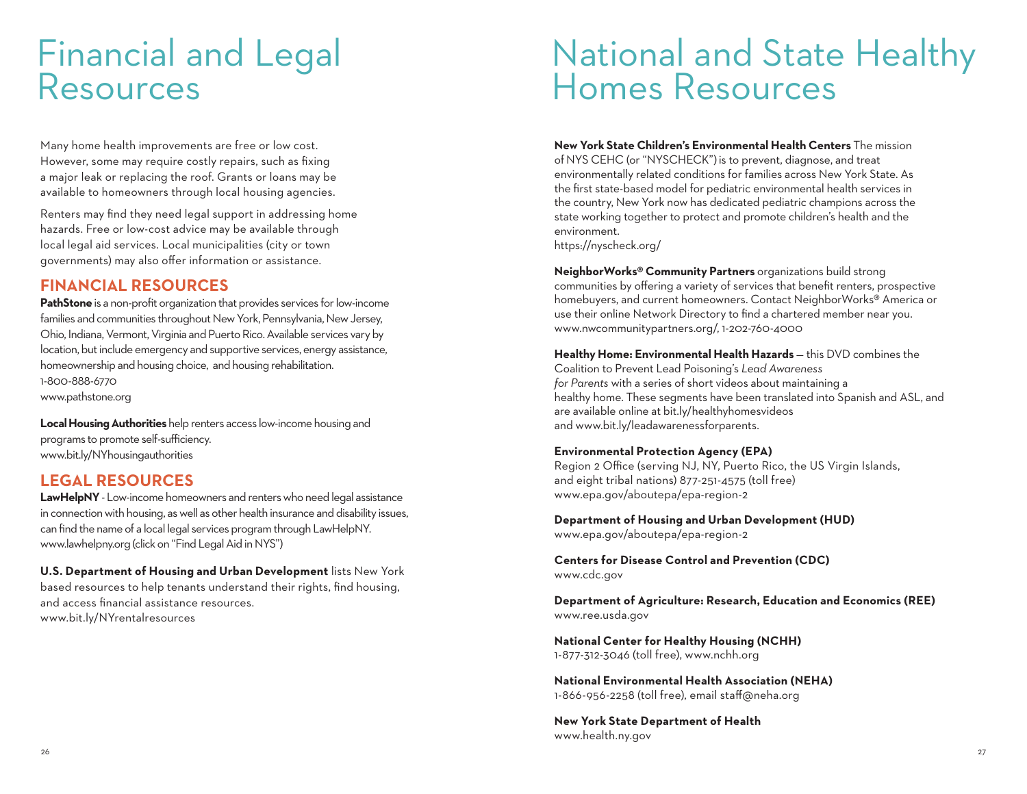# Financial and Legal Resources

Many home health improvements are free or low cost. However, some may require costly repairs, such as fixing a major leak or replacing the roof. Grants or loans may be available to homeowners through local housing agencies.

Renters may find they need legal support in addressing home hazards. Free or low-cost advice may be available through local legal aid services. Local municipalities (city or town governments) may also offer information or assistance.

## FINANCIAL RESOURCES

**PathStone** is a non-profit organization that provides services for low-income families and communities throughout New York, Pennsylvania, New Jersey, Ohio, Indiana, Vermont, Virginia and Puerto Rico. Available services vary by location, but include emergency and supportive services, energy assistance, homeownership and housing choice, and housing rehabilitation.
1-800-888-6770
www.pathstone.org

**Local Housing Authorities** help renters access low-income housing and programs to promote self-sufficiency.
www.bit.ly/NYhousingauthorities

## LEGAL RESOURCES

**LawHelpNY** - Low-income homeowners and renters who need legal assistance in connection with housing, as well as other health insurance and disability issues, can find the name of a local legal services program through LawHelpNY.
www.lawhelpny.org (click on "Find Legal Aid in NYS")

**U.S. Department of Housing and Urban Development** lists New York based resources to help tenants understand their rights, find housing, and access financial assistance resources.
www.bit.ly/NYrentalresources

# National and State Healthy Homes Resources

**New York State Children's Environmental Health Centers** The mission of NYS CEHC (or "NYSCHECK") is to prevent, diagnose, and treat environmentally related conditions for families across New York State. As the first state-based model for pediatric environmental health services in the country, New York now has dedicated pediatric champions across the state working together to protect and promote children's health and the environment.
https://nyscheck.org/

**NeighborWorks® Community Partners** organizations build strong communities by offering a variety of services that benefit renters, prospective homebuyers, and current homeowners. Contact NeighborWorks® America or use their online Network Directory to find a chartered member near you.
www.nwcommunitypartners.org/, 1-202-760-4000

**Healthy Home: Environmental Health Hazards** — this DVD combines the Coalition to Prevent Lead Poisoning's *Lead Awareness for Parents* with a series of short videos about maintaining a healthy home. These segments have been translated into Spanish and ASL, and are available online at bit.ly/healthyhomesvideos and www.bit.ly/leadawarenessforparents.

**Environmental Protection Agency (EPA)**
Region 2 Office (serving NJ, NY, Puerto Rico, the US Virgin Islands, and eight tribal nations) 877-251-4575 (toll free)
www.epa.gov/aboutepa/epa-region-2

**Department of Housing and Urban Development (HUD)**
www.epa.gov/aboutepa/epa-region-2

**Centers for Disease Control and Prevention (CDC)**
www.cdc.gov

**Department of Agriculture: Research, Education and Economics (REE)**
www.ree.usda.gov

**National Center for Healthy Housing (NCHH)**
1-877-312-3046 (toll free), www.nchh.org

**National Environmental Health Association (NEHA)**
1-866-956-2258 (toll free), email staff@neha.org

**New York State Department of Health**
www.health.ny.gov